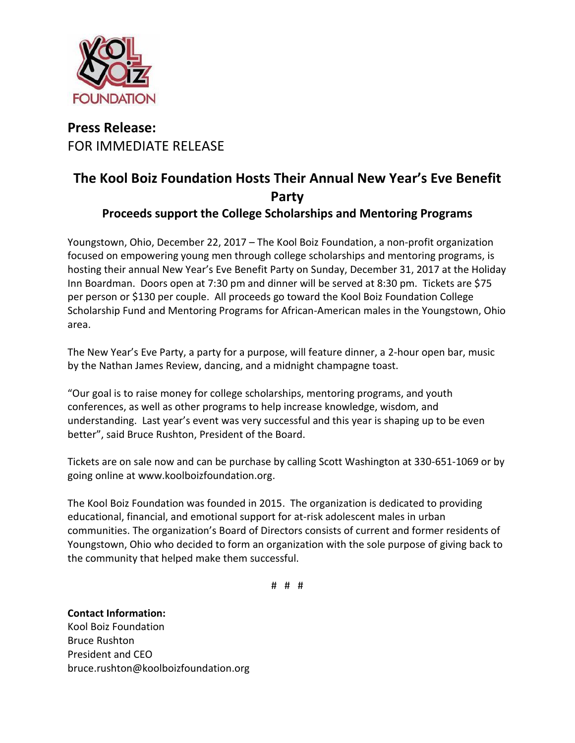**Press Release:**
FOR IMMEDIATE RELEASE

# The Kool Boiz Foundation Hosts Their Annual New Year's Eve Benefit Party

## Proceeds support the College Scholarships and Mentoring Programs

Youngstown, Ohio, December 22, 2017 – The Kool Boiz Foundation, a non-profit organization focused on empowering young men through college scholarships and mentoring programs, is hosting their annual New Year's Eve Benefit Party on Sunday, December 31, 2017 at the Holiday Inn Boardman. Doors open at 7:30 pm and dinner will be served at 8:30 pm. Tickets are $75 per person or $130 per couple. All proceeds go toward the Kool Boiz Foundation College Scholarship Fund and Mentoring Programs for African-American males in the Youngstown, Ohio area.

The New Year's Eve Party, a party for a purpose, will feature dinner, a 2-hour open bar, music by the Nathan James Review, dancing, and a midnight champagne toast.

"Our goal is to raise money for college scholarships, mentoring programs, and youth conferences, as well as other programs to help increase knowledge, wisdom, and understanding. Last year's event was very successful and this year is shaping up to be even better", said Bruce Rushton, President of the Board.

Tickets are on sale now and can be purchase by calling Scott Washington at 330-651-1069 or by going online at www.koolboizfoundation.org.

The Kool Boiz Foundation was founded in 2015. The organization is dedicated to providing educational, financial, and emotional support for at-risk adolescent males in urban communities. The organization's Board of Directors consists of current and former residents of Youngstown, Ohio who decided to form an organization with the sole purpose of giving back to the community that helped make them successful.

# # #

**Contact Information:**
Kool Boiz Foundation
Bruce Rushton
President and CEO
bruce.rushton@koolboizfoundation.org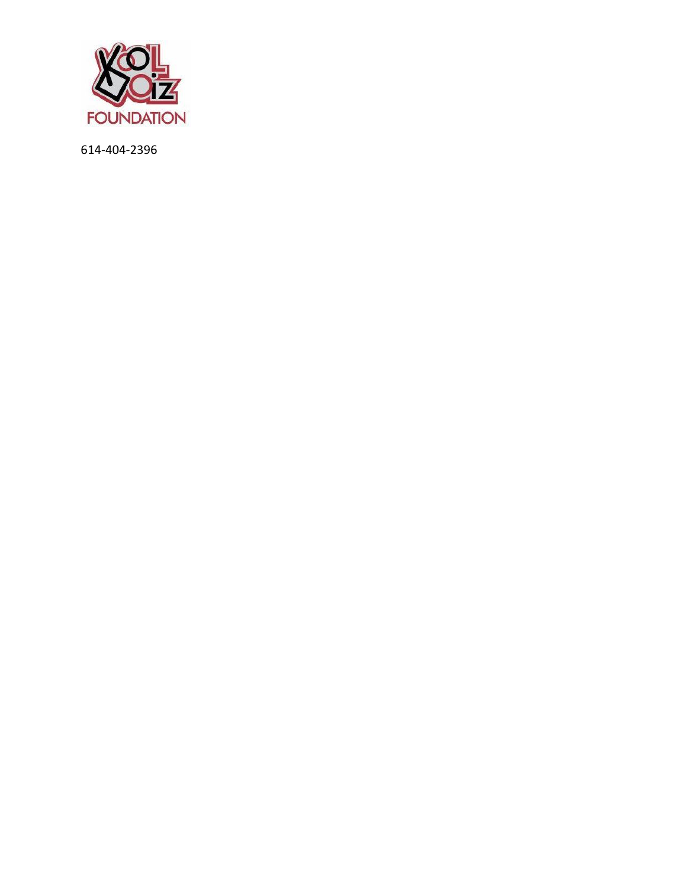KOOL KIZ

FOUNDATION

614-404-2396